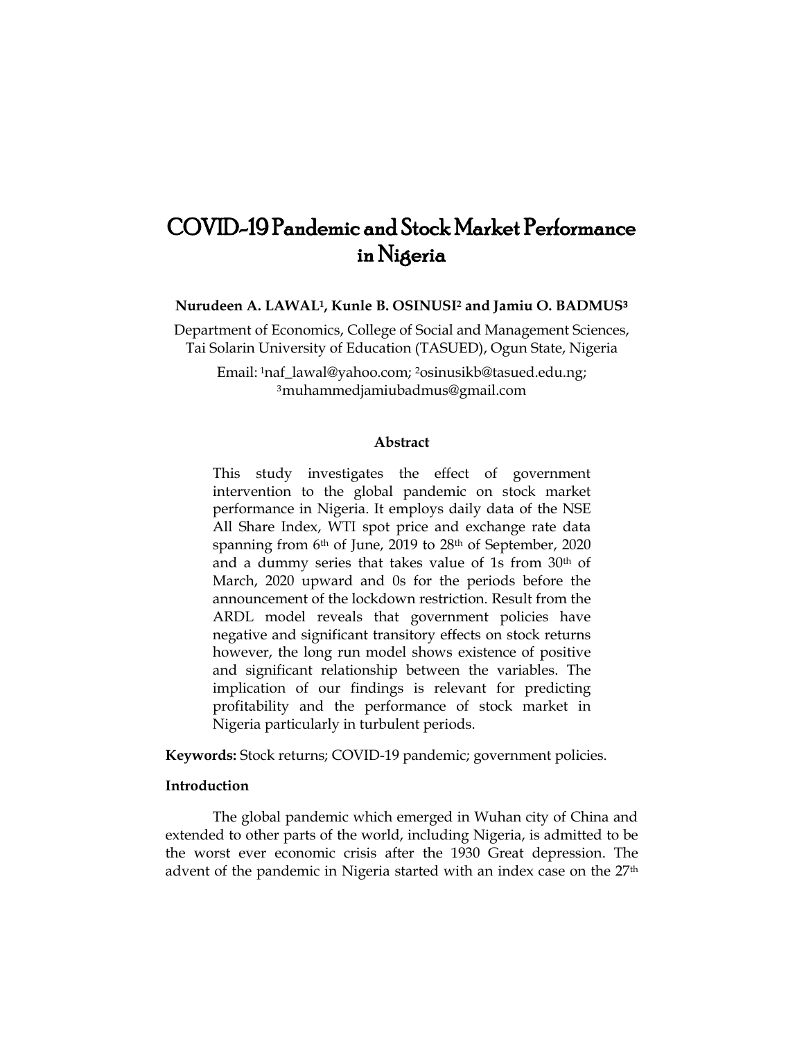# COVID-19 Pandemic and Stock Market Performance in Nigeria

**Nurudeen A. LAWAL[1], Kunle B. OSINUSI[2] and Jamiu O. BADMUS[3]**

Department of Economics, College of Social and Management Sciences, Tai Solarin University of Education (TASUED), Ogun State, Nigeria

Email: [1]naf_lawal@yahoo.com; [2]osinusikb@tasued.edu.ng; [3]muhammedjamiubadmus@gmail.com

### Abstract

This study investigates the effect of government intervention to the global pandemic on stock market performance in Nigeria. It employs daily data of the NSE All Share Index, WTI spot price and exchange rate data spanning from 6th of June, 2019 to 28th of September, 2020 and a dummy series that takes value of 1s from 30th of March, 2020 upward and 0s for the periods before the announcement of the lockdown restriction. Result from the ARDL model reveals that government policies have negative and significant transitory effects on stock returns however, the long run model shows existence of positive and significant relationship between the variables. The implication of our findings is relevant for predicting profitability and the performance of stock market in Nigeria particularly in turbulent periods.

**Keywords:** Stock returns; COVID-19 pandemic; government policies.

## Introduction

The global pandemic which emerged in Wuhan city of China and extended to other parts of the world, including Nigeria, is admitted to be the worst ever economic crisis after the 1930 Great depression. The advent of the pandemic in Nigeria started with an index case on the 27th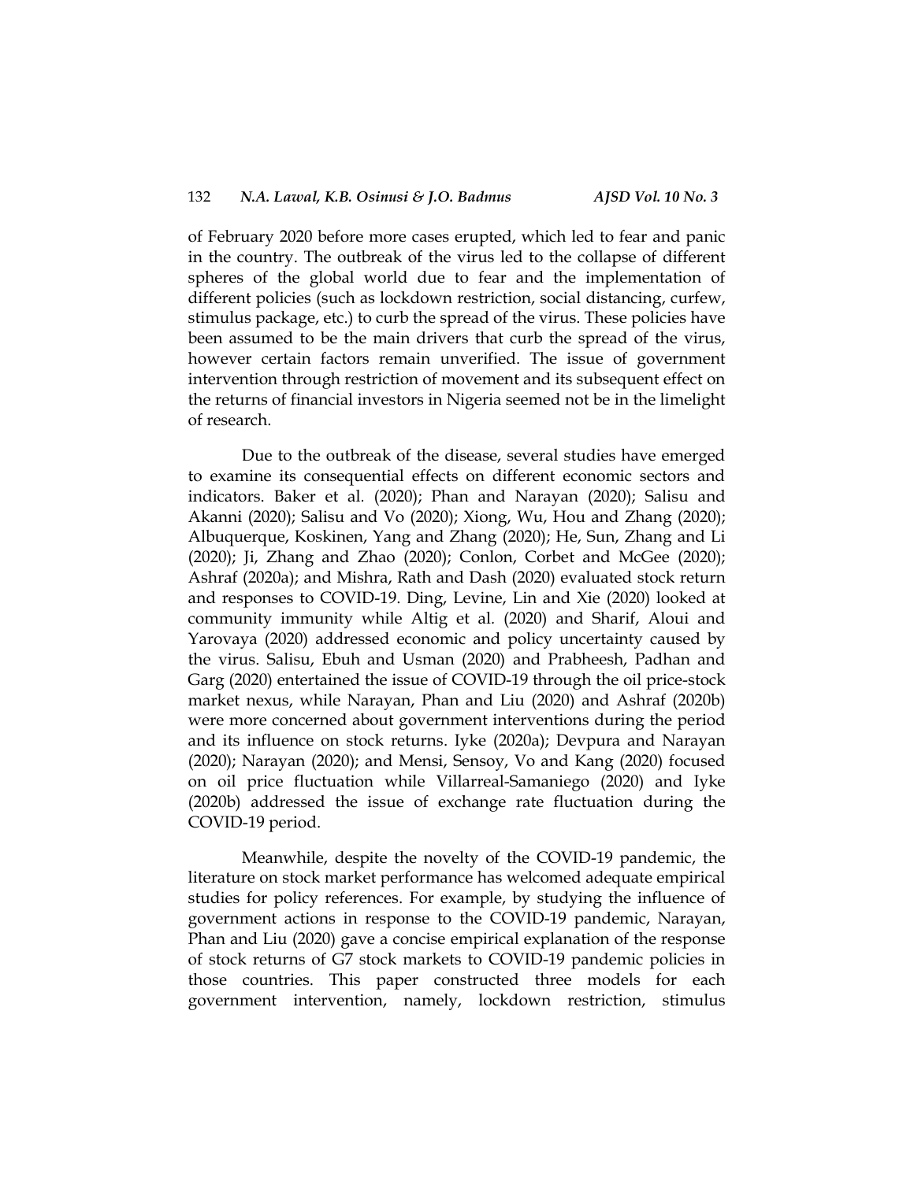of February 2020 before more cases erupted, which led to fear and panic in the country. The outbreak of the virus led to the collapse of different spheres of the global world due to fear and the implementation of different policies (such as lockdown restriction, social distancing, curfew, stimulus package, etc.) to curb the spread of the virus. These policies have been assumed to be the main drivers that curb the spread of the virus, however certain factors remain unverified. The issue of government intervention through restriction of movement and its subsequent effect on the returns of financial investors in Nigeria seemed not be in the limelight of research.

Due to the outbreak of the disease, several studies have emerged to examine its consequential effects on different economic sectors and indicators. Baker et al. (2020); Phan and Narayan (2020); Salisu and Akanni (2020); Salisu and Vo (2020); Xiong, Wu, Hou and Zhang (2020); Albuquerque, Koskinen, Yang and Zhang (2020); He, Sun, Zhang and Li (2020); Ji, Zhang and Zhao (2020); Conlon, Corbet and McGee (2020); Ashraf (2020a); and Mishra, Rath and Dash (2020) evaluated stock return and responses to COVID-19. Ding, Levine, Lin and Xie (2020) looked at community immunity while Altig et al. (2020) and Sharif, Aloui and Yarovaya (2020) addressed economic and policy uncertainty caused by the virus. Salisu, Ebuh and Usman (2020) and Prabheesh, Padhan and Garg (2020) entertained the issue of COVID-19 through the oil price-stock market nexus, while Narayan, Phan and Liu (2020) and Ashraf (2020b) were more concerned about government interventions during the period and its influence on stock returns. Iyke (2020a); Devpura and Narayan (2020); Narayan (2020); and Mensi, Sensoy, Vo and Kang (2020) focused on oil price fluctuation while Villarreal-Samaniego (2020) and Iyke (2020b) addressed the issue of exchange rate fluctuation during the COVID-19 period.

Meanwhile, despite the novelty of the COVID-19 pandemic, the literature on stock market performance has welcomed adequate empirical studies for policy references. For example, by studying the influence of government actions in response to the COVID-19 pandemic, Narayan, Phan and Liu (2020) gave a concise empirical explanation of the response of stock returns of G7 stock markets to COVID-19 pandemic policies in those countries. This paper constructed three models for each government intervention, namely, lockdown restriction, stimulus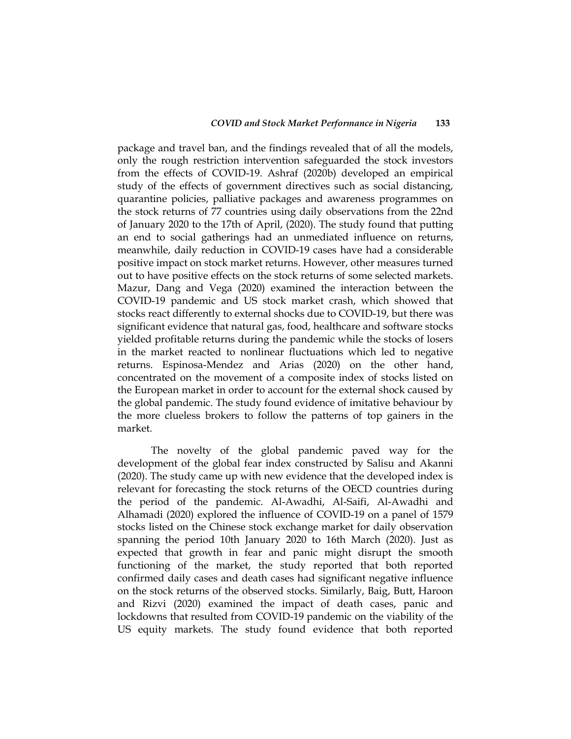package and travel ban, and the findings revealed that of all the models, only the rough restriction intervention safeguarded the stock investors from the effects of COVID-19. Ashraf (2020b) developed an empirical study of the effects of government directives such as social distancing, quarantine policies, palliative packages and awareness programmes on the stock returns of 77 countries using daily observations from the 22nd of January 2020 to the 17th of April, (2020). The study found that putting an end to social gatherings had an unmediated influence on returns, meanwhile, daily reduction in COVID-19 cases have had a considerable positive impact on stock market returns. However, other measures turned out to have positive effects on the stock returns of some selected markets. Mazur, Dang and Vega (2020) examined the interaction between the COVID-19 pandemic and US stock market crash, which showed that stocks react differently to external shocks due to COVID-19, but there was significant evidence that natural gas, food, healthcare and software stocks yielded profitable returns during the pandemic while the stocks of losers in the market reacted to nonlinear fluctuations which led to negative returns. Espinosa-Mendez and Arias (2020) on the other hand, concentrated on the movement of a composite index of stocks listed on the European market in order to account for the external shock caused by the global pandemic. The study found evidence of imitative behaviour by the more clueless brokers to follow the patterns of top gainers in the market.

The novelty of the global pandemic paved way for the development of the global fear index constructed by Salisu and Akanni (2020). The study came up with new evidence that the developed index is relevant for forecasting the stock returns of the OECD countries during the period of the pandemic. Al-Awadhi, Al-Saifi, Al-Awadhi and Alhamadi (2020) explored the influence of COVID-19 on a panel of 1579 stocks listed on the Chinese stock exchange market for daily observation spanning the period 10th January 2020 to 16th March (2020). Just as expected that growth in fear and panic might disrupt the smooth functioning of the market, the study reported that both reported confirmed daily cases and death cases had significant negative influence on the stock returns of the observed stocks. Similarly, Baig, Butt, Haroon and Rizvi (2020) examined the impact of death cases, panic and lockdowns that resulted from COVID-19 pandemic on the viability of the US equity markets. The study found evidence that both reported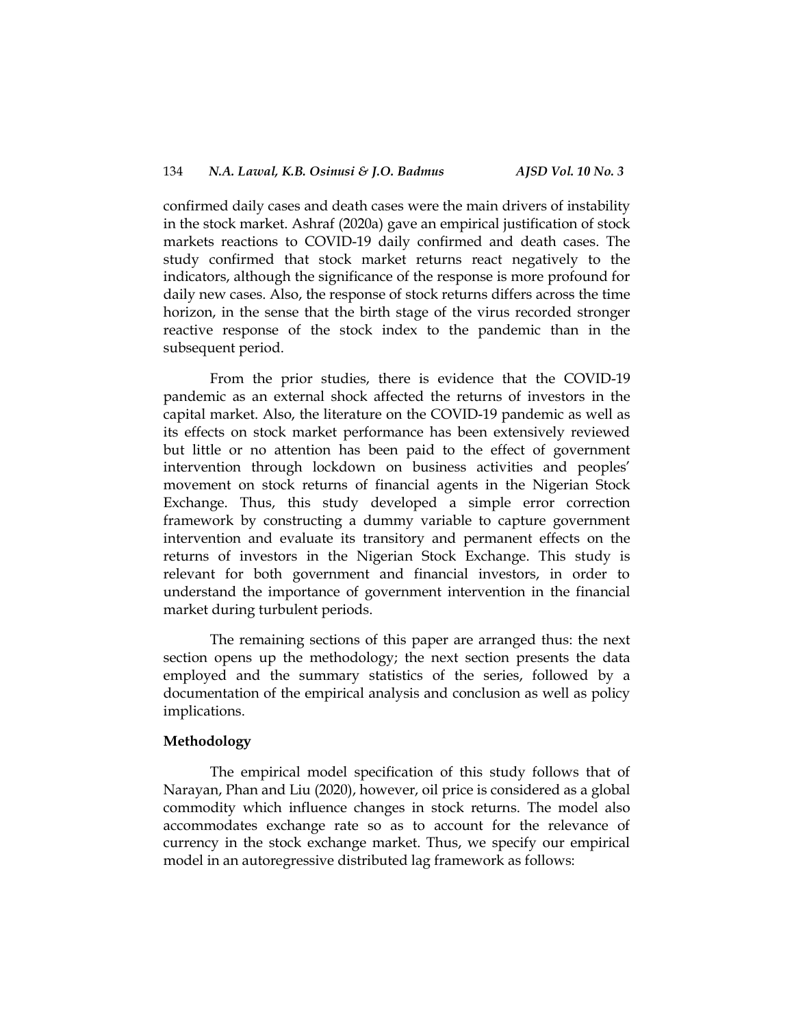confirmed daily cases and death cases were the main drivers of instability in the stock market. Ashraf (2020a) gave an empirical justification of stock markets reactions to COVID-19 daily confirmed and death cases. The study confirmed that stock market returns react negatively to the indicators, although the significance of the response is more profound for daily new cases. Also, the response of stock returns differs across the time horizon, in the sense that the birth stage of the virus recorded stronger reactive response of the stock index to the pandemic than in the subsequent period.

From the prior studies, there is evidence that the COVID-19 pandemic as an external shock affected the returns of investors in the capital market. Also, the literature on the COVID-19 pandemic as well as its effects on stock market performance has been extensively reviewed but little or no attention has been paid to the effect of government intervention through lockdown on business activities and peoples' movement on stock returns of financial agents in the Nigerian Stock Exchange. Thus, this study developed a simple error correction framework by constructing a dummy variable to capture government intervention and evaluate its transitory and permanent effects on the returns of investors in the Nigerian Stock Exchange. This study is relevant for both government and financial investors, in order to understand the importance of government intervention in the financial market during turbulent periods.

The remaining sections of this paper are arranged thus: the next section opens up the methodology; the next section presents the data employed and the summary statistics of the series, followed by a documentation of the empirical analysis and conclusion as well as policy implications.

## Methodology

The empirical model specification of this study follows that of Narayan, Phan and Liu (2020), however, oil price is considered as a global commodity which influence changes in stock returns. The model also accommodates exchange rate so as to account for the relevance of currency in the stock exchange market. Thus, we specify our empirical model in an autoregressive distributed lag framework as follows: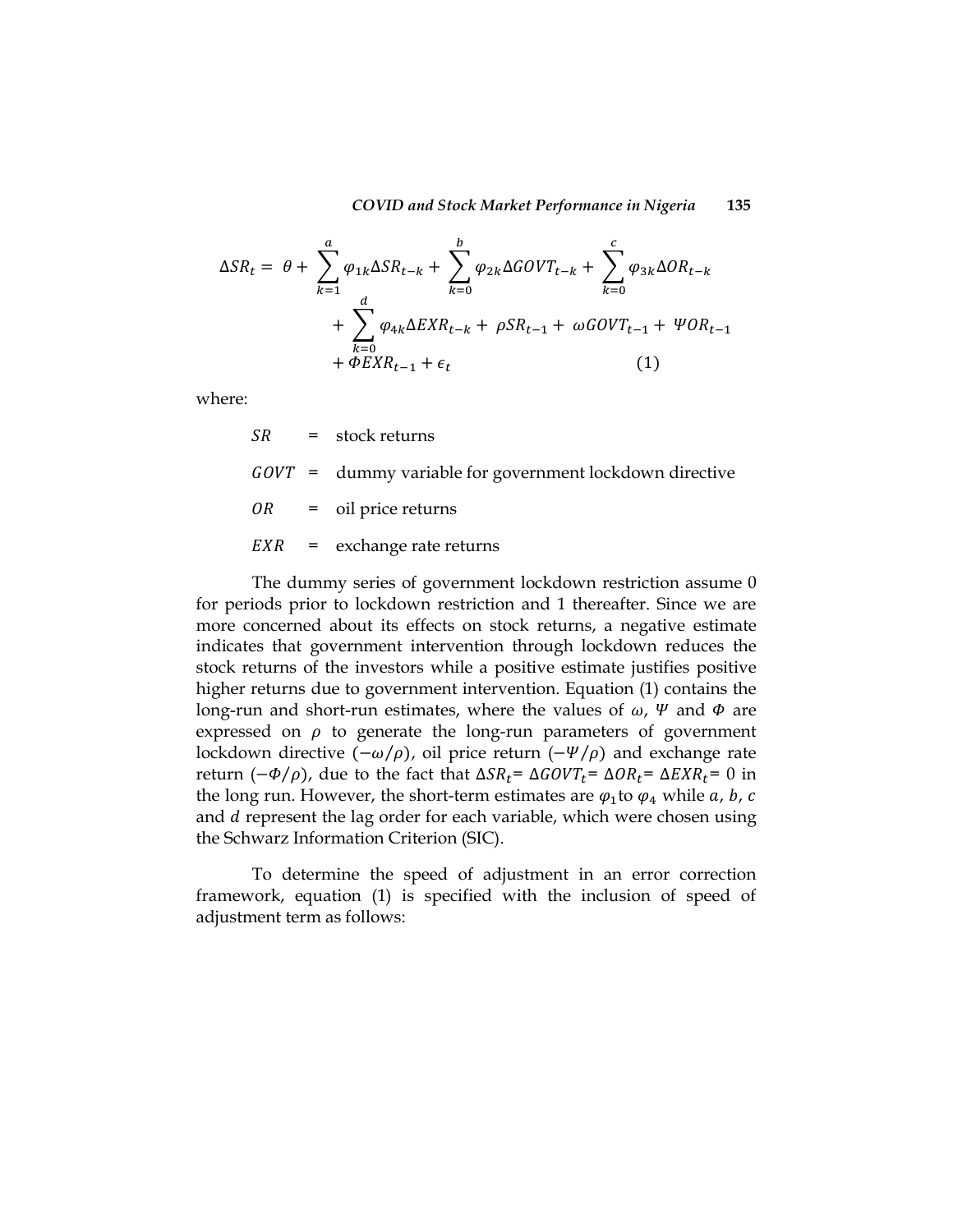$$
\Delta SR_t = \theta + \sum_{k=1}^{a} \varphi_{1k} \Delta SR_{t-k} + \sum_{k=0}^{b} \varphi_{2k} \Delta GOVT_{t-k} + \sum_{k=0}^{c} \varphi_{3k} \Delta OR_{t-k} + \sum_{k=0}^{d} \varphi_{4k} \Delta EXR_{t-k} + \rho SR_{t-1} + \omega GOVT_{t-1} + \Psi OR_{t-1} + \Phi EXR_{t-1} + \epsilon_t \qquad (1)
$$

where:

- $SR$ = stock returns
- $GOVT$ = dummy variable for government lockdown directive
- $OR$ = oil price returns
- $EXR$ = exchange rate returns

The dummy series of government lockdown restriction assume 0 for periods prior to lockdown restriction and 1 thereafter. Since we are more concerned about its effects on stock returns, a negative estimate indicates that government intervention through lockdown reduces the stock returns of the investors while a positive estimate justifies positive higher returns due to government intervention. Equation (1) contains the long-run and short-run estimates, where the values of $\omega$, $\Psi$ and $\Phi$ are expressed on $\rho$ to generate the long-run parameters of government lockdown directive $(-\omega/\rho)$, oil price return $(-\Psi/\rho)$ and exchange rate return $(-\Phi/\rho)$, due to the fact that $\Delta SR_t = \Delta GOVT_t = \Delta OR_t = \Delta EXR_t = 0$ in the long run. However, the short-term estimates are $\varphi_1$ to $\varphi_4$ while $a$, $b$, $c$ and $d$ represent the lag order for each variable, which were chosen using the Schwarz Information Criterion (SIC).

To determine the speed of adjustment in an error correction framework, equation (1) is specified with the inclusion of speed of adjustment term as follows: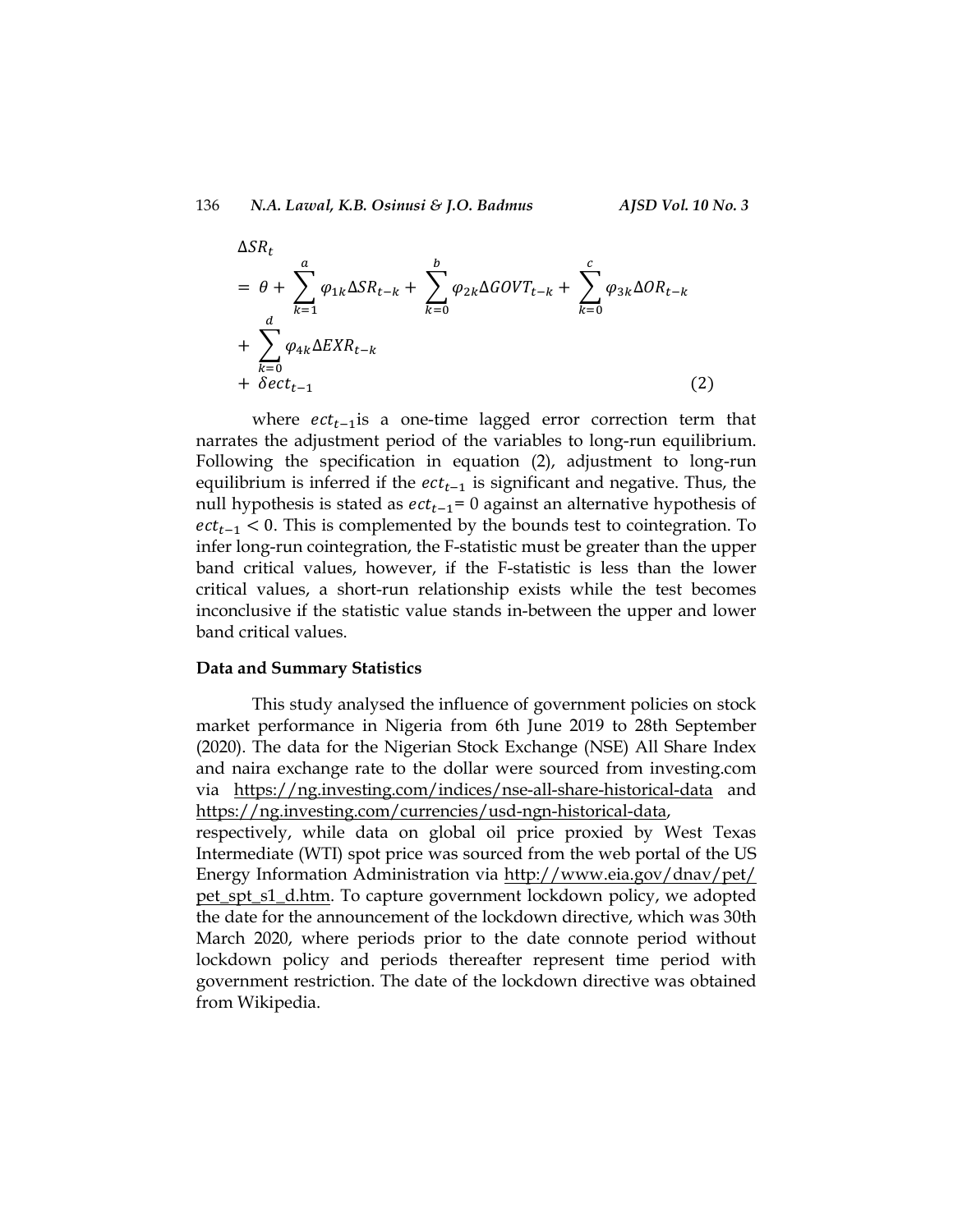$$
\begin{aligned}
\Delta SR_t &= \theta + \sum_{k=1}^{a} \varphi_{1k} \Delta SR_{t-k} + \sum_{k=0}^{b} \varphi_{2k} \Delta GOVT_{t-k} + \sum_{k=0}^{c} \varphi_{3k} \Delta OR_{t-k} \\
&+ \sum_{k=0}^{d} \varphi_{4k} \Delta EXR_{t-k} \\
&+ \delta ect_{t-1} \qquad (2)
\end{aligned}
$$

where $ect_{t-1}$is a one-time lagged error correction term that narrates the adjustment period of the variables to long-run equilibrium. Following the specification in equation (2), adjustment to long-run equilibrium is inferred if the $ect_{t-1}$ is significant and negative. Thus, the null hypothesis is stated as $ect_{t-1}$= 0 against an alternative hypothesis of $ect_{t-1} < 0$. This is complemented by the bounds test to cointegration. To infer long-run cointegration, the F-statistic must be greater than the upper band critical values, however, if the F-statistic is less than the lower critical values, a short-run relationship exists while the test becomes inconclusive if the statistic value stands in-between the upper and lower band critical values.

**Data and Summary Statistics**

This study analysed the influence of government policies on stock market performance in Nigeria from 6th June 2019 to 28th September (2020). The data for the Nigerian Stock Exchange (NSE) All Share Index and naira exchange rate to the dollar were sourced from investing.com via https://ng.investing.com/indices/nse-all-share-historical-data and https://ng.investing.com/currencies/usd-ngn-historical-data, respectively, while data on global oil price proxied by West Texas Intermediate (WTI) spot price was sourced from the web portal of the US Energy Information Administration via http://www.eia.gov/dnav/pet/pet_spt_s1_d.htm. To capture government lockdown policy, we adopted the date for the announcement of the lockdown directive, which was 30th March 2020, where periods prior to the date connote period without lockdown policy and periods thereafter represent time period with government restriction. The date of the lockdown directive was obtained from Wikipedia.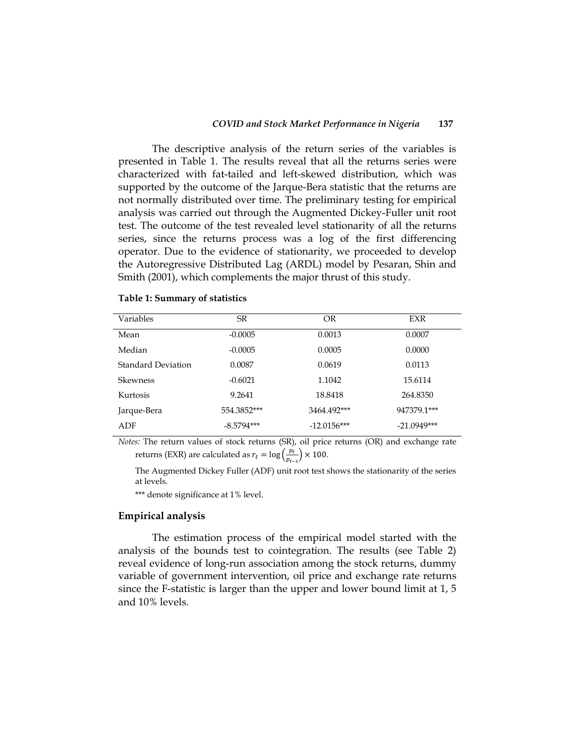The descriptive analysis of the return series of the variables is presented in Table 1. The results reveal that all the returns series were characterized with fat-tailed and left-skewed distribution, which was supported by the outcome of the Jarque-Bera statistic that the returns are not normally distributed over time. The preliminary testing for empirical analysis was carried out through the Augmented Dickey-Fuller unit root test. The outcome of the test revealed level stationarity of all the returns series, since the returns process was a log of the first differencing operator. Due to the evidence of stationarity, we proceeded to develop the Autoregressive Distributed Lag (ARDL) model by Pesaran, Shin and Smith (2001), which complements the major thrust of this study.

**Table 1: Summary of statistics**

| Variables | SR | OR | EXR |
|---|---|---|---|
| Mean | -0.0005 | 0.0013 | 0.0007 |
| Median | -0.0005 | 0.0005 | 0.0000 |
| Standard Deviation | 0.0087 | 0.0619 | 0.0113 |
| Skewness | -0.6021 | 1.1042 | 15.6114 |
| Kurtosis | 9.2641 | 18.8418 | 264.8350 |
| Jarque-Bera | 554.3852*** | 3464.492*** | 947379.1*** |
| ADF | -8.5794*** | -12.0156*** | -21.0949*** |

*Notes:* The return values of stock returns (SR), oil price returns (OR) and exchange rate returns (EXR) are calculated as $r_t = \log\left(\frac{p_t}{p_{t-1}}\right) \times 100$.

The Augmented Dickey Fuller (ADF) unit root test shows the stationarity of the series at levels.

*** denote significance at 1% level.

## Empirical analysis

The estimation process of the empirical model started with the analysis of the bounds test to cointegration. The results (see Table 2) reveal evidence of long-run association among the stock returns, dummy variable of government intervention, oil price and exchange rate returns since the F-statistic is larger than the upper and lower bound limit at 1, 5 and 10% levels.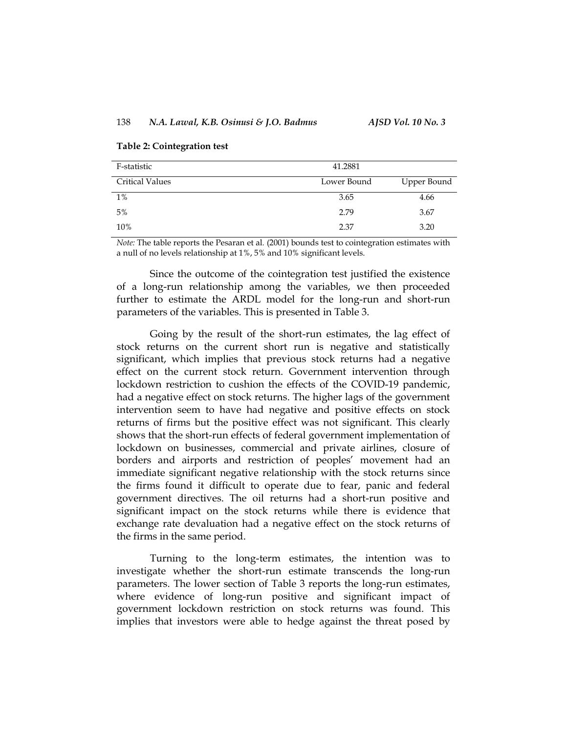**Table 2: Cointegration test**

| F-statistic | 41.2881 | |
|---|---|---|
| Critical Values | Lower Bound | Upper Bound |
| 1% | 3.65 | 4.66 |
| 5% | 2.79 | 3.67 |
| 10% | 2.37 | 3.20 |

*Note:* The table reports the Pesaran et al. (2001) bounds test to cointegration estimates with a null of no levels relationship at 1%, 5% and 10% significant levels.

Since the outcome of the cointegration test justified the existence of a long-run relationship among the variables, we then proceeded further to estimate the ARDL model for the long-run and short-run parameters of the variables. This is presented in Table 3.

Going by the result of the short-run estimates, the lag effect of stock returns on the current short run is negative and statistically significant, which implies that previous stock returns had a negative effect on the current stock return. Government intervention through lockdown restriction to cushion the effects of the COVID-19 pandemic, had a negative effect on stock returns. The higher lags of the government intervention seem to have had negative and positive effects on stock returns of firms but the positive effect was not significant. This clearly shows that the short-run effects of federal government implementation of lockdown on businesses, commercial and private airlines, closure of borders and airports and restriction of peoples' movement had an immediate significant negative relationship with the stock returns since the firms found it difficult to operate due to fear, panic and federal government directives. The oil returns had a short-run positive and significant impact on the stock returns while there is evidence that exchange rate devaluation had a negative effect on the stock returns of the firms in the same period.

Turning to the long-term estimates, the intention was to investigate whether the short-run estimate transcends the long-run parameters. The lower section of Table 3 reports the long-run estimates, where evidence of long-run positive and significant impact of government lockdown restriction on stock returns was found. This implies that investors were able to hedge against the threat posed by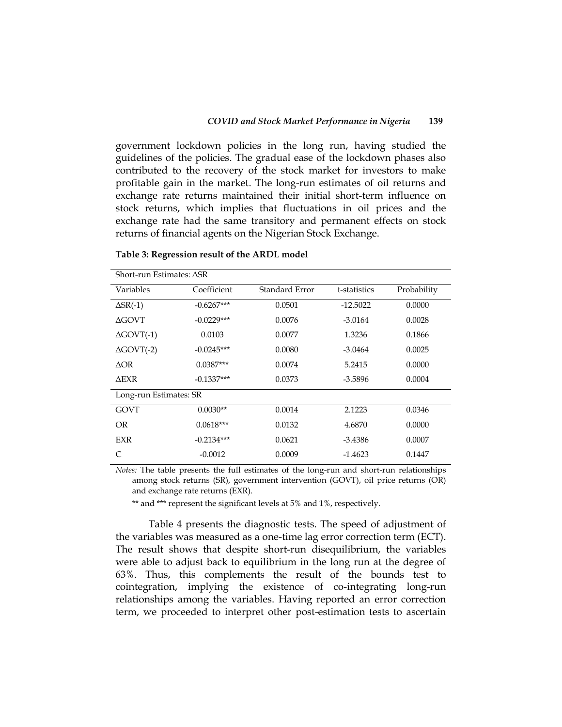government lockdown policies in the long run, having studied the guidelines of the policies. The gradual ease of the lockdown phases also contributed to the recovery of the stock market for investors to make profitable gain in the market. The long-run estimates of oil returns and exchange rate returns maintained their initial short-term influence on stock returns, which implies that fluctuations in oil prices and the exchange rate had the same transitory and permanent effects on stock returns of financial agents on the Nigerian Stock Exchange.

**Table 3: Regression result of the ARDL model**

| Short-run Estimates: ΔSR | | | | |
|---|---|---|---|---|
| Variables | Coefficient | Standard Error | t-statistics | Probability |
| ΔSR(-1) | -0.6267*** | 0.0501 | -12.5022 | 0.0000 |
| ΔGOVT | -0.0229*** | 0.0076 | -3.0164 | 0.0028 |
| ΔGOVT(-1) | 0.0103 | 0.0077 | 1.3236 | 0.1866 |
| ΔGOVT(-2) | -0.0245*** | 0.0080 | -3.0464 | 0.0025 |
| ΔOR | 0.0387*** | 0.0074 | 5.2415 | 0.0000 |
| ΔEXR | -0.1337*** | 0.0373 | -3.5896 | 0.0004 |
| **Long-run Estimates: SR** | | | | |
| GOVT | 0.0030** | 0.0014 | 2.1223 | 0.0346 |
| OR | 0.0618*** | 0.0132 | 4.6870 | 0.0000 |
| EXR | -0.2134*** | 0.0621 | -3.4386 | 0.0007 |
| C | -0.0012 | 0.0009 | -1.4623 | 0.1447 |

*Notes:* The table presents the full estimates of the long-run and short-run relationships among stock returns (SR), government intervention (GOVT), oil price returns (OR) and exchange rate returns (EXR).

** and *** represent the significant levels at 5% and 1%, respectively.

Table 4 presents the diagnostic tests. The speed of adjustment of the variables was measured as a one-time lag error correction term (ECT). The result shows that despite short-run disequilibrium, the variables were able to adjust back to equilibrium in the long run at the degree of 63%. Thus, this complements the result of the bounds test to cointegration, implying the existence of co-integrating long-run relationships among the variables. Having reported an error correction term, we proceeded to interpret other post-estimation tests to ascertain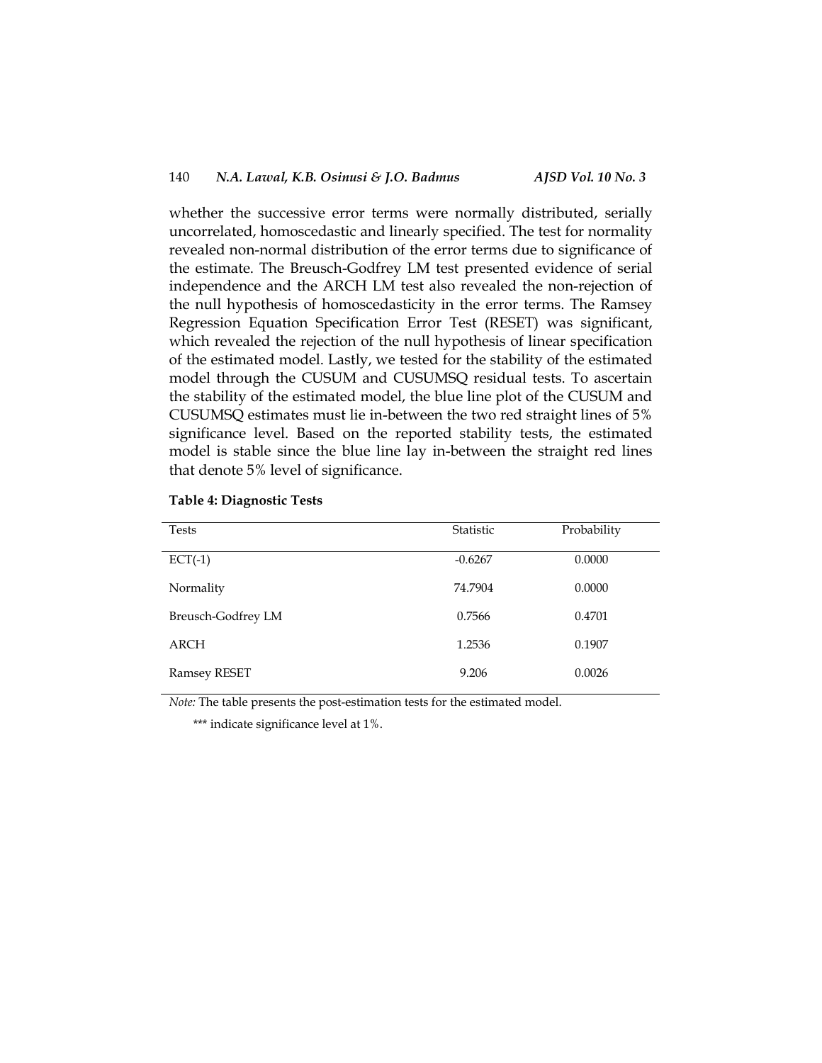whether the successive error terms were normally distributed, serially uncorrelated, homoscedastic and linearly specified. The test for normality revealed non-normal distribution of the error terms due to significance of the estimate. The Breusch-Godfrey LM test presented evidence of serial independence and the ARCH LM test also revealed the non-rejection of the null hypothesis of homoscedasticity in the error terms. The Ramsey Regression Equation Specification Error Test (RESET) was significant, which revealed the rejection of the null hypothesis of linear specification of the estimated model. Lastly, we tested for the stability of the estimated model through the CUSUM and CUSUMSQ residual tests. To ascertain the stability of the estimated model, the blue line plot of the CUSUM and CUSUMSQ estimates must lie in-between the two red straight lines of 5% significance level. Based on the reported stability tests, the estimated model is stable since the blue line lay in-between the straight red lines that denote 5% level of significance.

**Table 4: Diagnostic Tests**

| Tests | Statistic | Probability |
|---|---|---|
| ECT(-1) | -0.6267 | 0.0000 |
| Normality | 74.7904 | 0.0000 |
| Breusch-Godfrey LM | 0.7566 | 0.4701 |
| ARCH | 1.2536 | 0.1907 |
| Ramsey RESET | 9.206 | 0.0026 |

*Note:* The table presents the post-estimation tests for the estimated model.

*** indicate significance level at 1%.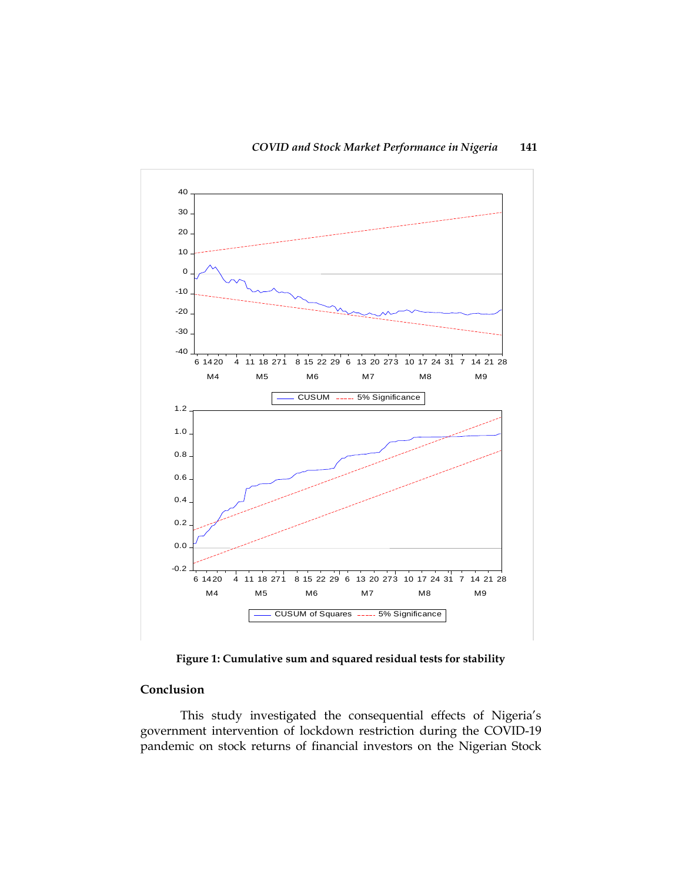Figure 1: Cumulative sum and squared residual tests for stability

## Conclusion

This study investigated the consequential effects of Nigeria's government intervention of lockdown restriction during the COVID-19 pandemic on stock returns of financial investors on the Nigerian Stock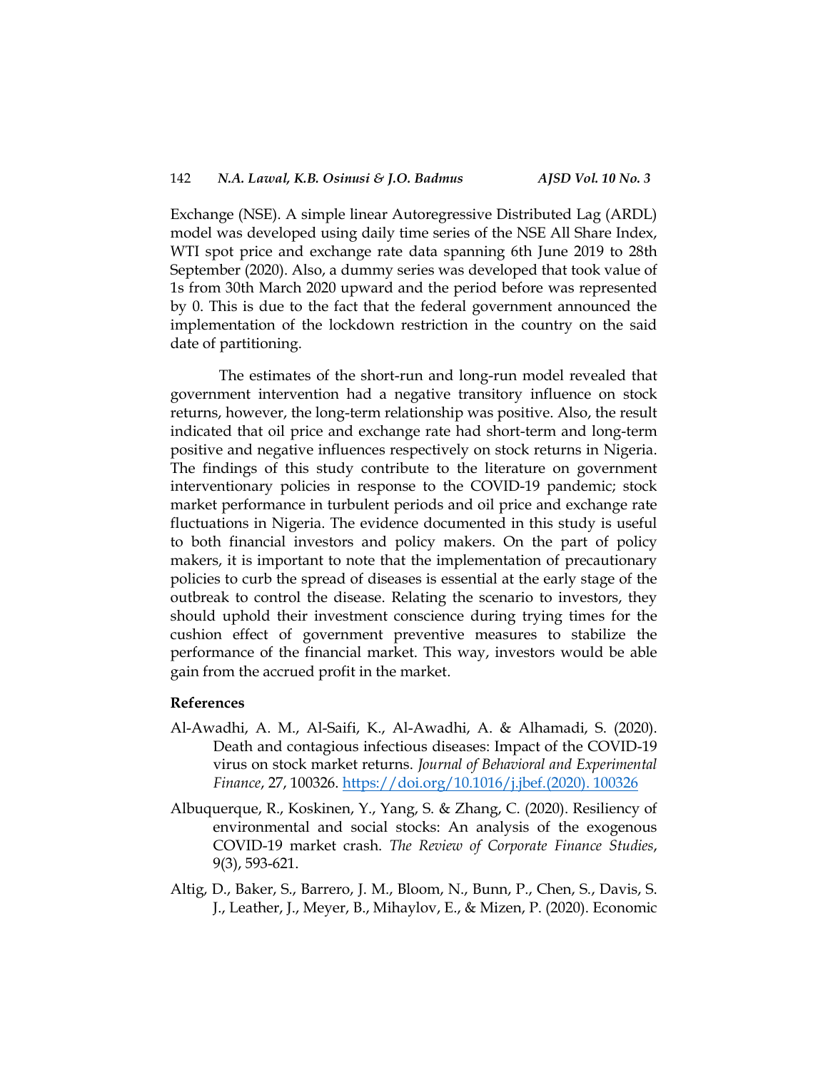Exchange (NSE). A simple linear Autoregressive Distributed Lag (ARDL) model was developed using daily time series of the NSE All Share Index, WTI spot price and exchange rate data spanning 6th June 2019 to 28th September (2020). Also, a dummy series was developed that took value of 1s from 30th March 2020 upward and the period before was represented by 0. This is due to the fact that the federal government announced the implementation of the lockdown restriction in the country on the said date of partitioning.

The estimates of the short-run and long-run model revealed that government intervention had a negative transitory influence on stock returns, however, the long-term relationship was positive. Also, the result indicated that oil price and exchange rate had short-term and long-term positive and negative influences respectively on stock returns in Nigeria. The findings of this study contribute to the literature on government interventionary policies in response to the COVID-19 pandemic; stock market performance in turbulent periods and oil price and exchange rate fluctuations in Nigeria. The evidence documented in this study is useful to both financial investors and policy makers. On the part of policy makers, it is important to note that the implementation of precautionary policies to curb the spread of diseases is essential at the early stage of the outbreak to control the disease. Relating the scenario to investors, they should uphold their investment conscience during trying times for the cushion effect of government preventive measures to stabilize the performance of the financial market. This way, investors would be able gain from the accrued profit in the market.

## References

Al-Awadhi, A. M., Al-Saifi, K., Al-Awadhi, A. & Alhamadi, S. (2020). Death and contagious infectious diseases: Impact of the COVID-19 virus on stock market returns. *Journal of Behavioral and Experimental Finance*, 27, 100326. https://doi.org/10.1016/j.jbef.(2020). 100326

Albuquerque, R., Koskinen, Y., Yang, S. & Zhang, C. (2020). Resiliency of environmental and social stocks: An analysis of the exogenous COVID-19 market crash. *The Review of Corporate Finance Studies*, 9(3), 593-621.

Altig, D., Baker, S., Barrero, J. M., Bloom, N., Bunn, P., Chen, S., Davis, S. J., Leather, J., Meyer, B., Mihaylov, E., & Mizen, P. (2020). Economic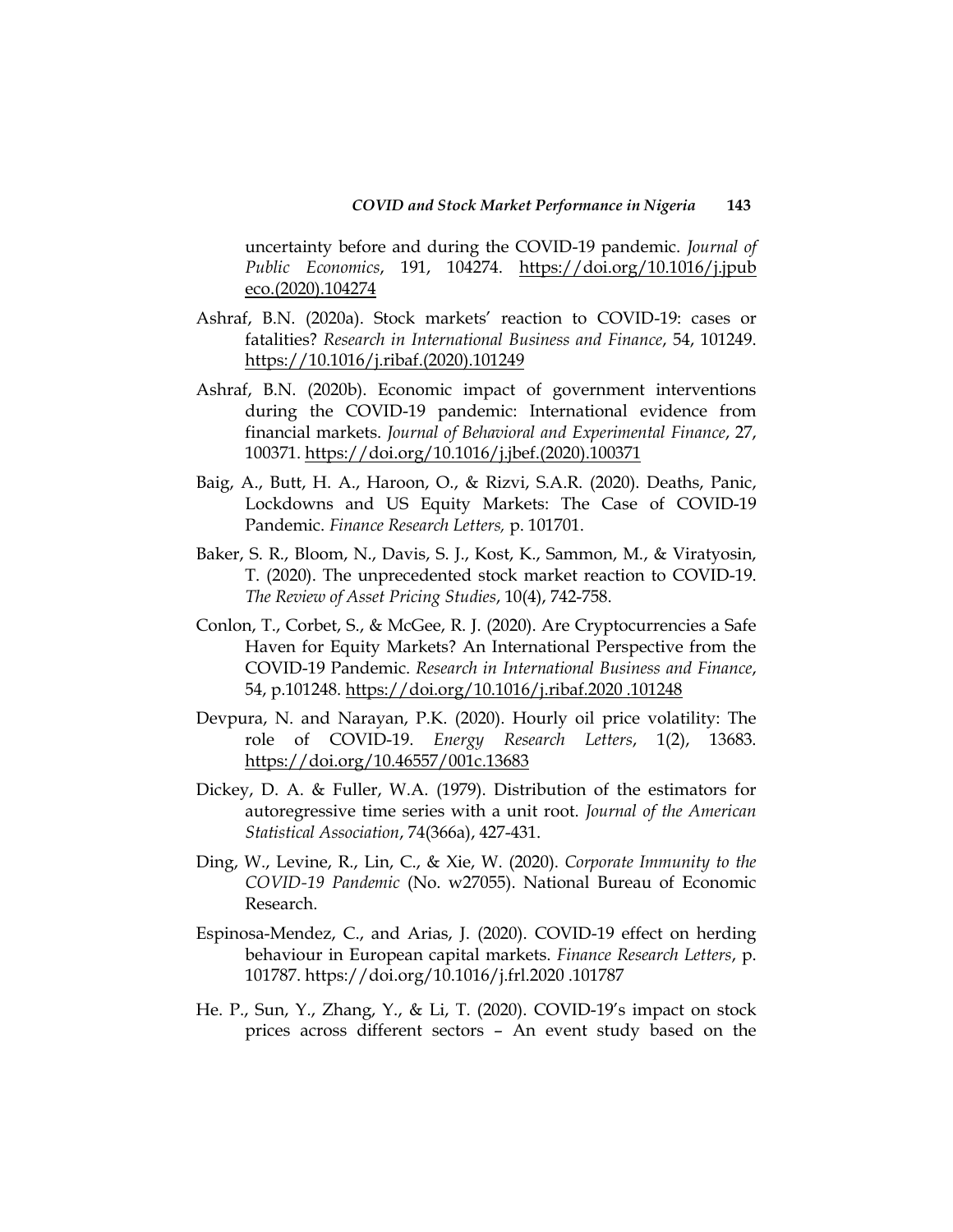uncertainty before and during the COVID-19 pandemic. *Journal of Public Economics*, 191, 104274. https://doi.org/10.1016/j.jpub eco.(2020).104274

Ashraf, B.N. (2020a). Stock markets' reaction to COVID-19: cases or fatalities? *Research in International Business and Finance*, 54, 101249. https://10.1016/j.ribaf.(2020).101249

Ashraf, B.N. (2020b). Economic impact of government interventions during the COVID-19 pandemic: International evidence from financial markets. *Journal of Behavioral and Experimental Finance*, 27, 100371. https://doi.org/10.1016/j.jbef.(2020).100371

Baig, A., Butt, H. A., Haroon, O., & Rizvi, S.A.R. (2020). Deaths, Panic, Lockdowns and US Equity Markets: The Case of COVID-19 Pandemic. *Finance Research Letters,* p. 101701.

Baker, S. R., Bloom, N., Davis, S. J., Kost, K., Sammon, M., & Viratyosin, T. (2020). The unprecedented stock market reaction to COVID-19. *The Review of Asset Pricing Studies*, 10(4), 742-758.

Conlon, T., Corbet, S., & McGee, R. J. (2020). Are Cryptocurrencies a Safe Haven for Equity Markets? An International Perspective from the COVID-19 Pandemic. *Research in International Business and Finance*, 54, p.101248. https://doi.org/10.1016/j.ribaf.2020 .101248

Devpura, N. and Narayan, P.K. (2020). Hourly oil price volatility: The role of COVID-19. *Energy Research Letters*, 1(2), 13683. https://doi.org/10.46557/001c.13683

Dickey, D. A. & Fuller, W.A. (1979). Distribution of the estimators for autoregressive time series with a unit root. *Journal of the American Statistical Association*, 74(366a), 427-431.

Ding, W., Levine, R., Lin, C., & Xie, W. (2020). *Corporate Immunity to the COVID-19 Pandemic* (No. w27055). National Bureau of Economic Research.

Espinosa-Mendez, C., and Arias, J. (2020). COVID-19 effect on herding behaviour in European capital markets. *Finance Research Letters*, p. 101787. https://doi.org/10.1016/j.frl.2020 .101787

He. P., Sun, Y., Zhang, Y., & Li, T. (2020). COVID-19's impact on stock prices across different sectors – An event study based on the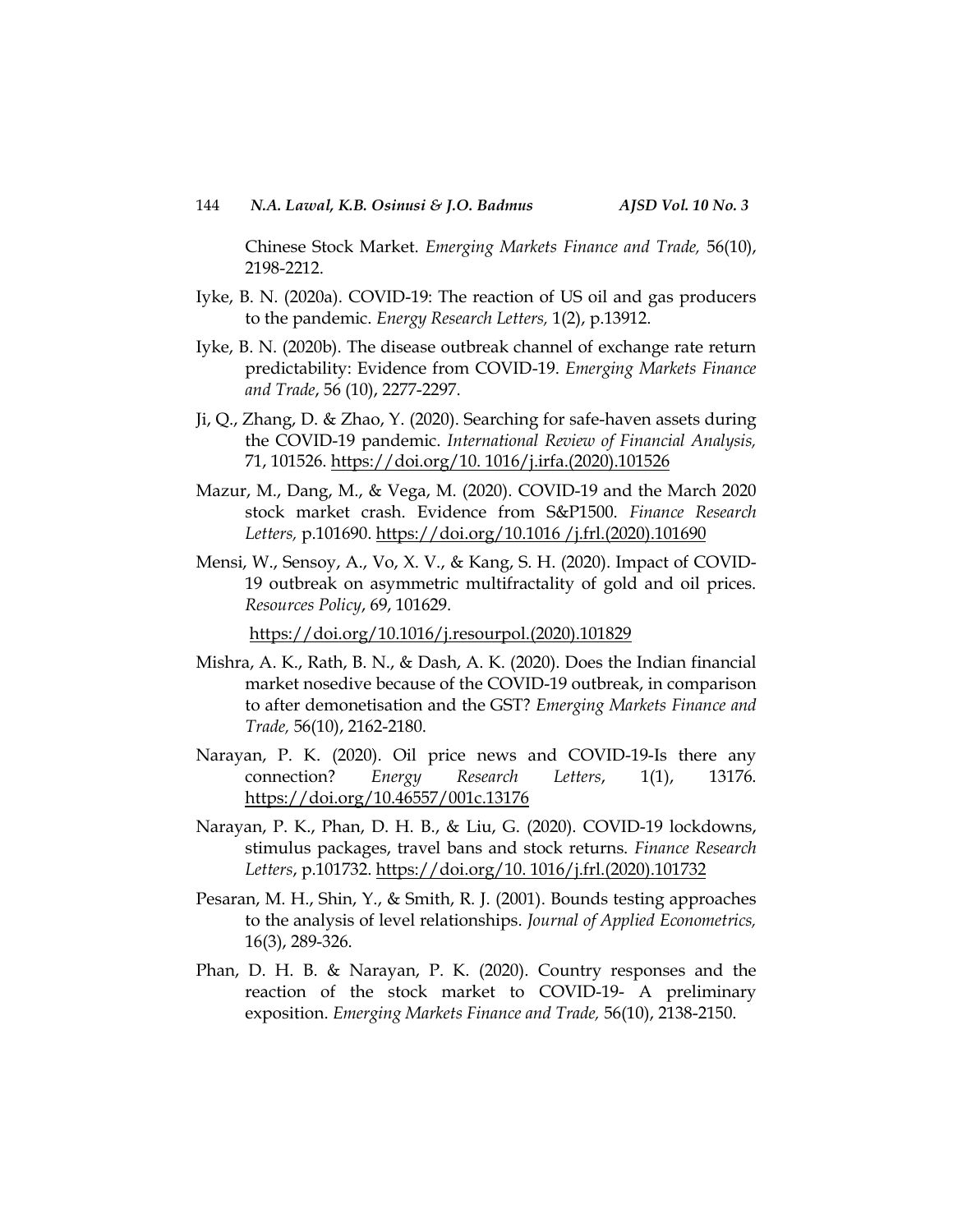Chinese Stock Market. *Emerging Markets Finance and Trade,* 56(10), 2198-2212.

Iyke, B. N. (2020a). COVID-19: The reaction of US oil and gas producers to the pandemic. *Energy Research Letters,* 1(2), p.13912.

Iyke, B. N. (2020b). The disease outbreak channel of exchange rate return predictability: Evidence from COVID-19. *Emerging Markets Finance and Trade*, 56 (10), 2277-2297.

Ji, Q., Zhang, D. & Zhao, Y. (2020). Searching for safe-haven assets during the COVID-19 pandemic. *International Review of Financial Analysis,* 71, 101526. https://doi.org/10. 1016/j.irfa.(2020).101526

Mazur, M., Dang, M., & Vega, M. (2020). COVID-19 and the March 2020 stock market crash. Evidence from S&P1500. *Finance Research Letters,* p.101690. https://doi.org/10.1016 /j.frl.(2020).101690

Mensi, W., Sensoy, A., Vo, X. V., & Kang, S. H. (2020). Impact of COVID-19 outbreak on asymmetric multifractality of gold and oil prices. *Resources Policy*, 69, 101629.

https://doi.org/10.1016/j.resourpol.(2020).101829

Mishra, A. K., Rath, B. N., & Dash, A. K. (2020). Does the Indian financial market nosedive because of the COVID-19 outbreak, in comparison to after demonetisation and the GST? *Emerging Markets Finance and Trade,* 56(10), 2162-2180.

Narayan, P. K. (2020). Oil price news and COVID-19-Is there any connection? *Energy Research Letters*, 1(1), 13176. https://doi.org/10.46557/001c.13176

Narayan, P. K., Phan, D. H. B., & Liu, G. (2020). COVID-19 lockdowns, stimulus packages, travel bans and stock returns. *Finance Research Letters*, p.101732. https://doi.org/10. 1016/j.frl.(2020).101732

Pesaran, M. H., Shin, Y., & Smith, R. J. (2001). Bounds testing approaches to the analysis of level relationships. *Journal of Applied Econometrics,* 16(3), 289-326.

Phan, D. H. B. & Narayan, P. K. (2020). Country responses and the reaction of the stock market to COVID-19- A preliminary exposition. *Emerging Markets Finance and Trade,* 56(10), 2138-2150.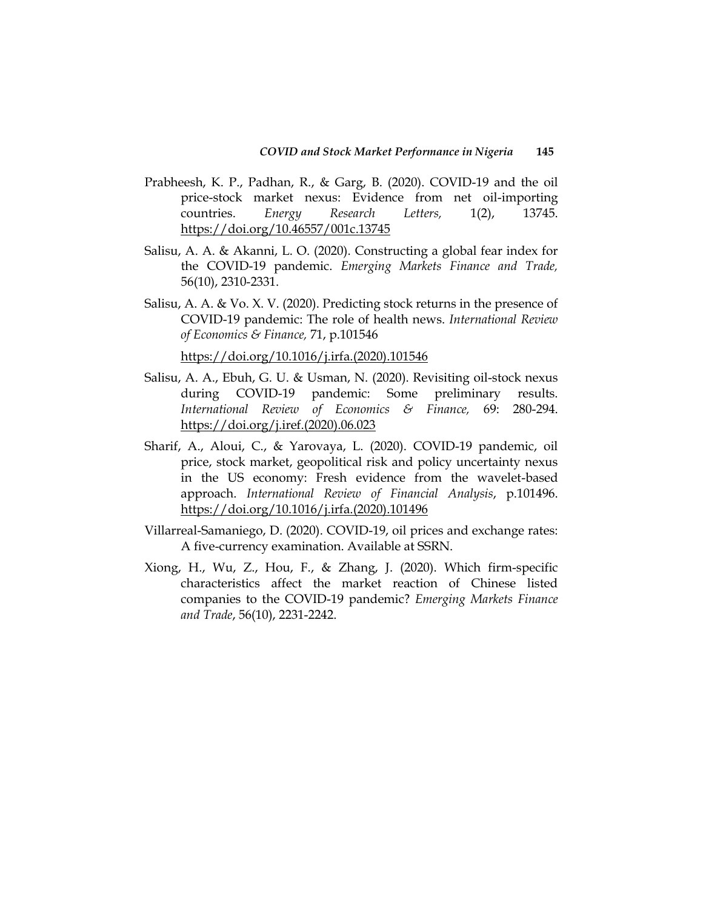Prabheesh, K. P., Padhan, R., & Garg, B. (2020). COVID-19 and the oil price-stock market nexus: Evidence from net oil-importing countries. *Energy Research Letters,* 1(2), 13745. https://doi.org/10.46557/001c.13745

Salisu, A. A. & Akanni, L. O. (2020). Constructing a global fear index for the COVID-19 pandemic. *Emerging Markets Finance and Trade,* 56(10), 2310-2331.

Salisu, A. A. & Vo. X. V. (2020). Predicting stock returns in the presence of COVID-19 pandemic: The role of health news. *International Review of Economics & Finance,* 71, p.101546

https://doi.org/10.1016/j.irfa.(2020).101546

Salisu, A. A., Ebuh, G. U. & Usman, N. (2020). Revisiting oil-stock nexus during COVID-19 pandemic: Some preliminary results. *International Review of Economics & Finance,* 69: 280-294. https://doi.org/j.iref.(2020).06.023

Sharif, A., Aloui, C., & Yarovaya, L. (2020). COVID-19 pandemic, oil price, stock market, geopolitical risk and policy uncertainty nexus in the US economy: Fresh evidence from the wavelet-based approach. *International Review of Financial Analysis*, p.101496. https://doi.org/10.1016/j.irfa.(2020).101496

Villarreal-Samaniego, D. (2020). COVID-19, oil prices and exchange rates: A five-currency examination. Available at SSRN.

Xiong, H., Wu, Z., Hou, F., & Zhang, J. (2020). Which firm-specific characteristics affect the market reaction of Chinese listed companies to the COVID-19 pandemic? *Emerging Markets Finance and Trade*, 56(10), 2231-2242.